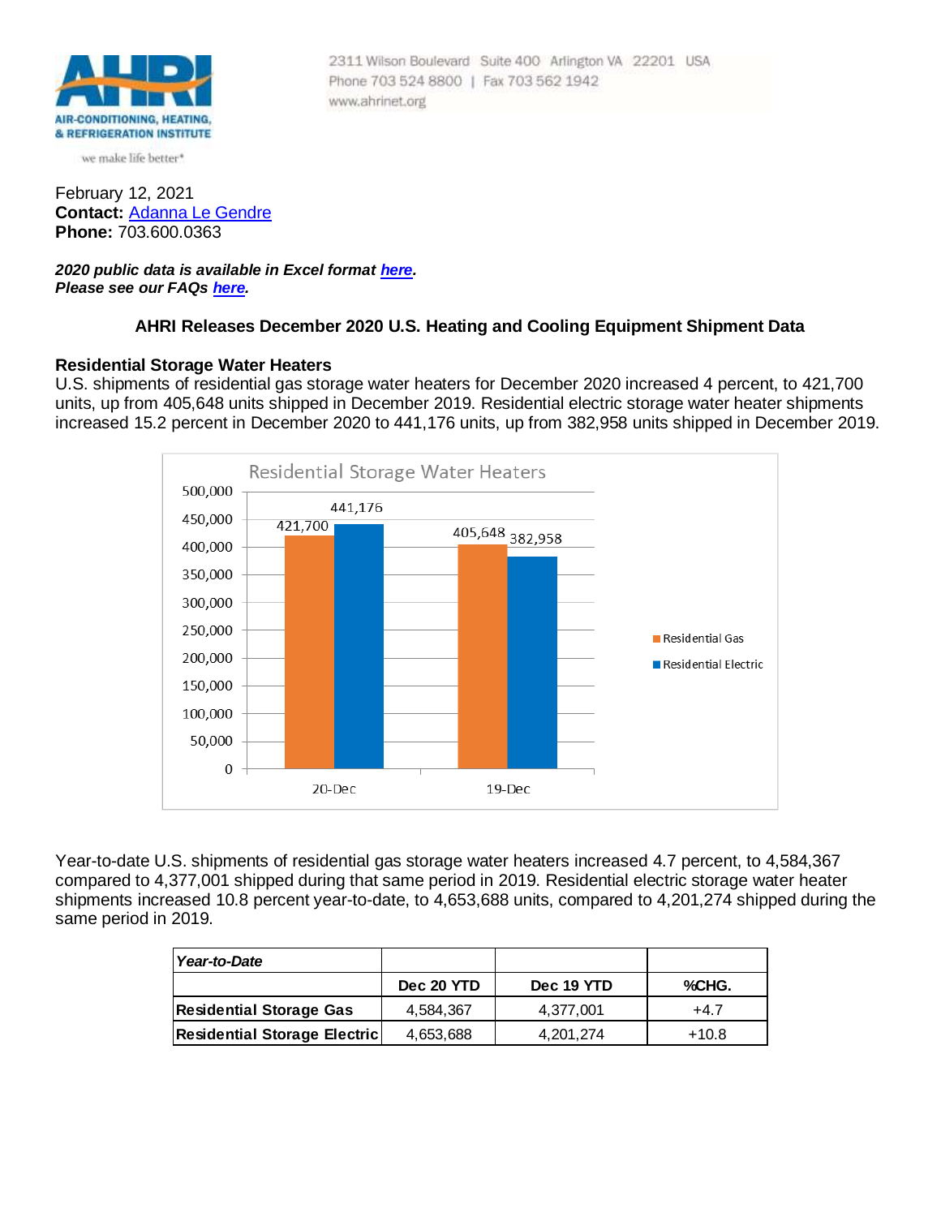AIR-CONDITIONING, HEATING, & REFRIGERATION INSTITUTE

we make life better®

2311 Wilson Boulevard Suite 400 Arlington VA 22201 USA
Phone 703 524 8800 | Fax 703 562 1942
www.ahrinet.org

February 12, 2021
**Contact:** Adanna Le Gendre
**Phone:** 703.600.0363

***2020 public data is available in Excel format here.***
***Please see our FAQs here.***

## AHRI Releases December 2020 U.S. Heating and Cooling Equipment Shipment Data

### Residential Storage Water Heaters

U.S. shipments of residential gas storage water heaters for December 2020 increased 4 percent, to 421,700 units, up from 405,648 units shipped in December 2019. Residential electric storage water heater shipments increased 15.2 percent in December 2020 to 441,176 units, up from 382,958 units shipped in December 2019.

Residential Storage Water Heaters

| | Residential Gas | Residential Electric |
|---|---|---|
| 20-Dec | 421,700 | 441,176 |
| 19-Dec | 405,648 | 382,958 |

Year-to-date U.S. shipments of residential gas storage water heaters increased 4.7 percent, to 4,584,367 compared to 4,377,001 shipped during that same period in 2019. Residential electric storage water heater shipments increased 10.8 percent year-to-date, to 4,653,688 units, compared to 4,201,274 shipped during the same period in 2019.

| *Year-to-Date* | | | |
|---|---|---|---|
| | **Dec 20 YTD** | **Dec 19 YTD** | **%CHG.** |
| **Residential Storage Gas** | 4,584,367 | 4,377,001 | +4.7 |
| **Residential Storage Electric** | 4,653,688 | 4,201,274 | +10.8 |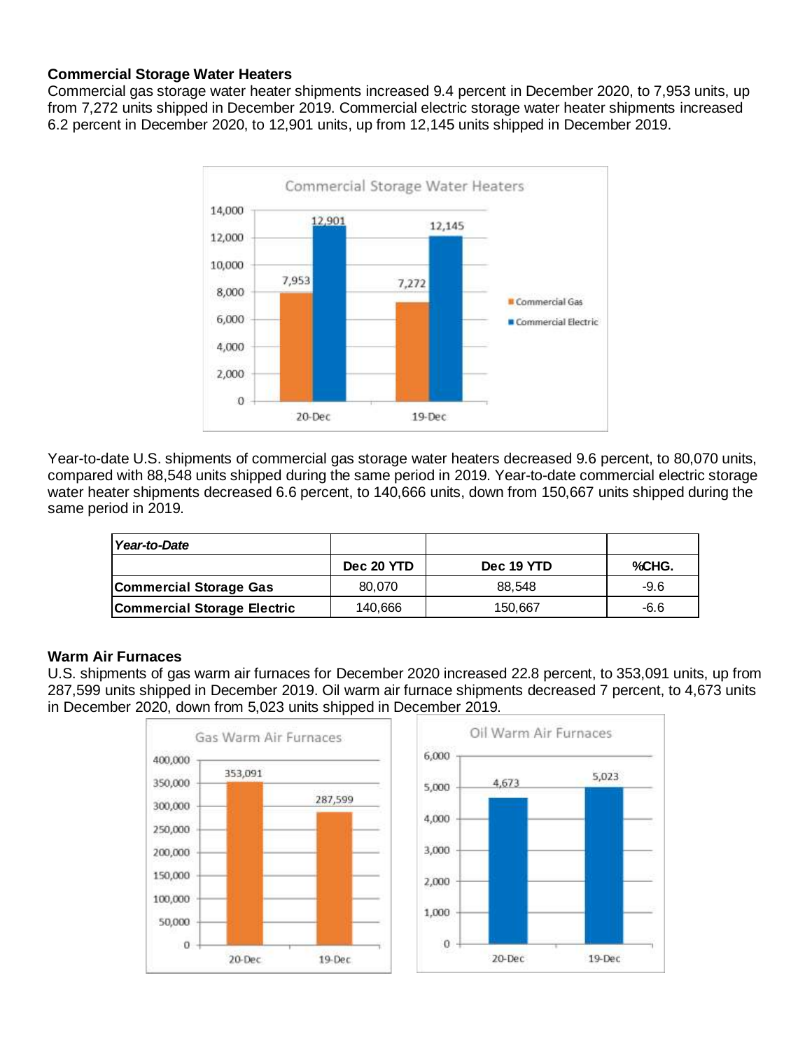### Commercial Storage Water Heaters

Commercial gas storage water heater shipments increased 9.4 percent in December 2020, to 7,953 units, up from 7,272 units shipped in December 2019. Commercial electric storage water heater shipments increased 6.2 percent in December 2020, to 12,901 units, up from 12,145 units shipped in December 2019.

Year-to-date U.S. shipments of commercial gas storage water heaters decreased 9.6 percent, to 80,070 units, compared with 88,548 units shipped during the same period in 2019. Year-to-date commercial electric storage water heater shipments decreased 6.6 percent, to 140,666 units, down from 150,667 units shipped during the same period in 2019.

| *Year-to-Date* | | | |
|---|---|---|---|
| | **Dec 20 YTD** | **Dec 19 YTD** | **%CHG.** |
| **Commercial Storage Gas** | 80,070 | 88,548 | -9.6 |
| **Commercial Storage Electric** | 140,666 | 150,667 | -6.6 |

### Warm Air Furnaces

U.S. shipments of gas warm air furnaces for December 2020 increased 22.8 percent, to 353,091 units, up from 287,599 units shipped in December 2019. Oil warm air furnace shipments decreased 7 percent, to 4,673 units in December 2020, down from 5,023 units shipped in December 2019.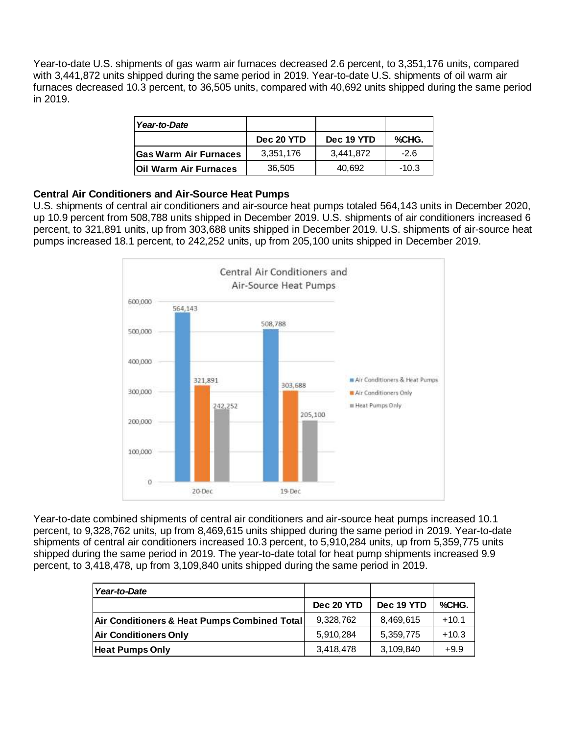Year-to-date U.S. shipments of gas warm air furnaces decreased 2.6 percent, to 3,351,176 units, compared with 3,441,872 units shipped during the same period in 2019. Year-to-date U.S. shipments of oil warm air furnaces decreased 10.3 percent, to 36,505 units, compared with 40,692 units shipped during the same period in 2019.

| *Year-to-Date* | | | |
|---|---|---|---|
| | **Dec 20 YTD** | **Dec 19 YTD** | **%CHG.** |
| **Gas Warm Air Furnaces** | 3,351,176 | 3,441,872 | -2.6 |
| **Oil Warm Air Furnaces** | 36,505 | 40,692 | -10.3 |

**Central Air Conditioners and Air-Source Heat Pumps**

U.S. shipments of central air conditioners and air-source heat pumps totaled 564,143 units in December 2020, up 10.9 percent from 508,788 units shipped in December 2019. U.S. shipments of air conditioners increased 6 percent, to 321,891 units, up from 303,688 units shipped in December 2019. U.S. shipments of air-source heat pumps increased 18.1 percent, to 242,252 units, up from 205,100 units shipped in December 2019.

Central Air Conditioners and Air-Source Heat Pumps

| | 20-Dec | 19-Dec |
|---|---|---|
| Air Conditioners & Heat Pumps | 564,143 | 508,788 |
| Air Conditioners Only | 321,891 | 303,688 |
| Heat Pumps Only | 242,252 | 205,100 |

Year-to-date combined shipments of central air conditioners and air-source heat pumps increased 10.1 percent, to 9,328,762 units, up from 8,469,615 units shipped during the same period in 2019. Year-to-date shipments of central air conditioners increased 10.3 percent, to 5,910,284 units, up from 5,359,775 units shipped during the same period in 2019. The year-to-date total for heat pump shipments increased 9.9 percent, to 3,418,478, up from 3,109,840 units shipped during the same period in 2019.

| *Year-to-Date* | | | |
|---|---|---|---|
| | **Dec 20 YTD** | **Dec 19 YTD** | **%CHG.** |
| **Air Conditioners & Heat Pumps Combined Total** | 9,328,762 | 8,469,615 | +10.1 |
| **Air Conditioners Only** | 5,910,284 | 5,359,775 | +10.3 |
| **Heat Pumps Only** | 3,418,478 | 3,109,840 | +9.9 |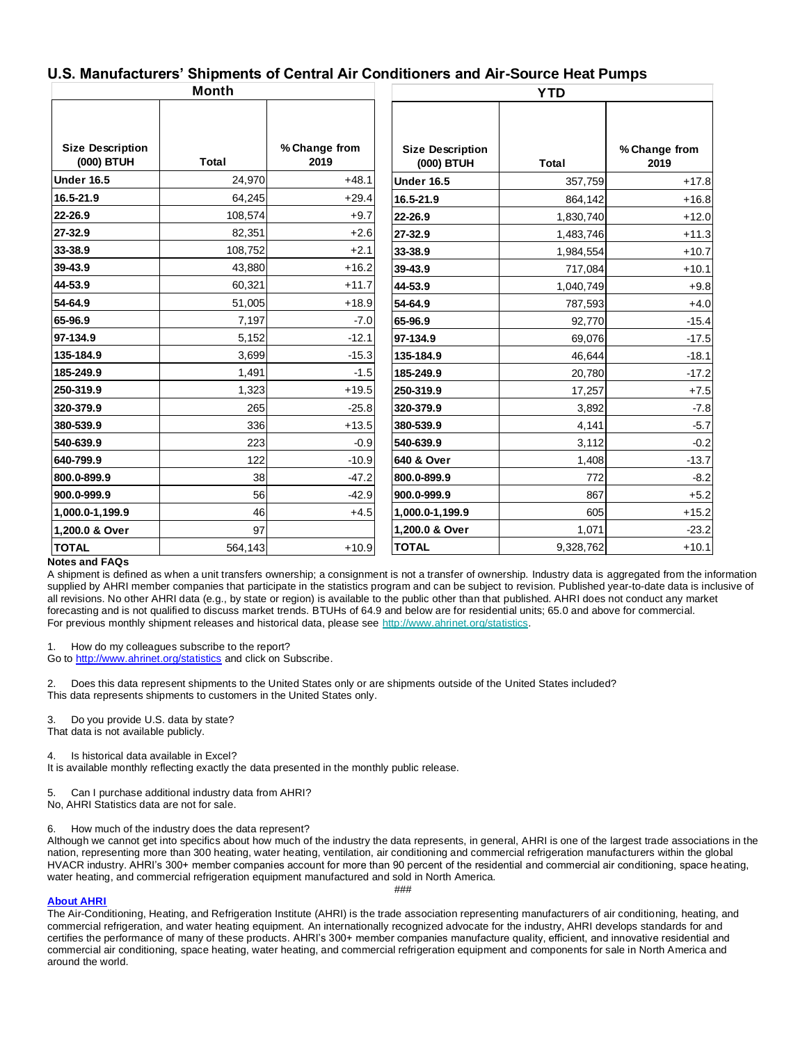# U.S. Manufacturers' Shipments of Central Air Conditioners and Air-Source Heat Pumps

| Month | | | YTD | | |
|---|---|---|---|---|---|
| **Size Description (000) BTUH** | **Total** | **% Change from 2019** | **Size Description (000) BTUH** | **Total** | **% Change from 2019** |
| **Under 16.5** | 24,970 | +48.1 | **Under 16.5** | 357,759 | +17.8 |
| **16.5-21.9** | 64,245 | +29.4 | **16.5-21.9** | 864,142 | +16.8 |
| **22-26.9** | 108,574 | +9.7 | **22-26.9** | 1,830,740 | +12.0 |
| **27-32.9** | 82,351 | +2.6 | **27-32.9** | 1,483,746 | +11.3 |
| **33-38.9** | 108,752 | +2.1 | **33-38.9** | 1,984,554 | +10.7 |
| **39-43.9** | 43,880 | +16.2 | **39-43.9** | 717,084 | +10.1 |
| **44-53.9** | 60,321 | +11.7 | **44-53.9** | 1,040,749 | +9.8 |
| **54-64.9** | 51,005 | +18.9 | **54-64.9** | 787,593 | +4.0 |
| **65-96.9** | 7,197 | -7.0 | **65-96.9** | 92,770 | -15.4 |
| **97-134.9** | 5,152 | -12.1 | **97-134.9** | 69,076 | -17.5 |
| **135-184.9** | 3,699 | -15.3 | **135-184.9** | 46,644 | -18.1 |
| **185-249.9** | 1,491 | -1.5 | **185-249.9** | 20,780 | -17.2 |
| **250-319.9** | 1,323 | +19.5 | **250-319.9** | 17,257 | +7.5 |
| **320-379.9** | 265 | -25.8 | **320-379.9** | 3,892 | -7.8 |
| **380-539.9** | 336 | +13.5 | **380-539.9** | 4,141 | -5.7 |
| **540-639.9** | 223 | -0.9 | **540-639.9** | 3,112 | -0.2 |
| **640-799.9** | 122 | -10.9 | **640 & Over** | 1,408 | -13.7 |
| **800.0-899.9** | 38 | -47.2 | **800.0-899.9** | 772 | -8.2 |
| **900.0-999.9** | 56 | -42.9 | **900.0-999.9** | 867 | +5.2 |
| **1,000.0-1,199.9** | 46 | +4.5 | **1,000.0-1,199.9** | 605 | +15.2 |
| **1,200.0 & Over** | 97 | | **1,200.0 & Over** | 1,071 | -23.2 |
| **TOTAL** | 564,143 | +10.9 | **TOTAL** | 9,328,762 | +10.1 |

**Notes and FAQs**

A shipment is defined as when a unit transfers ownership; a consignment is not a transfer of ownership. Industry data is aggregated from the information supplied by AHRI member companies that participate in the statistics program and can be subject to revision. Published year-to-date data is inclusive of all revisions. No other AHRI data (e.g., by state or region) is available to the public other than that published. AHRI does not conduct any market forecasting and is not qualified to discuss market trends. BTUHs of 64.9 and below are for residential units; 65.0 and above for commercial. For previous monthly shipment releases and historical data, please see http://www.ahrinet.org/statistics.

1. How do my colleagues subscribe to the report?
Go to http://www.ahrinet.org/statistics and click on Subscribe.

2. Does this data represent shipments to the United States only or are shipments outside of the United States included?
This data represents shipments to customers in the United States only.

3. Do you provide U.S. data by state?
That data is not available publicly.

4. Is historical data available in Excel?
It is available monthly reflecting exactly the data presented in the monthly public release.

5. Can I purchase additional industry data from AHRI?
No, AHRI Statistics data are not for sale.

6. How much of the industry does the data represent?
Although we cannot get into specifics about how much of the industry the data represents, in general, AHRI is one of the largest trade associations in the nation, representing more than 300 heating, water heating, ventilation, air conditioning and commercial refrigeration manufacturers within the global HVACR industry. AHRI's 300+ member companies account for more than 90 percent of the residential and commercial air conditioning, space heating, water heating, and commercial refrigeration equipment manufactured and sold in North America.

###

**About AHRI**

The Air-Conditioning, Heating, and Refrigeration Institute (AHRI) is the trade association representing manufacturers of air conditioning, heating, and commercial refrigeration, and water heating equipment. An internationally recognized advocate for the industry, AHRI develops standards for and certifies the performance of many of these products. AHRI's 300+ member companies manufacture quality, efficient, and innovative residential and commercial air conditioning, space heating, water heating, and commercial refrigeration equipment and components for sale in North America and around the world.